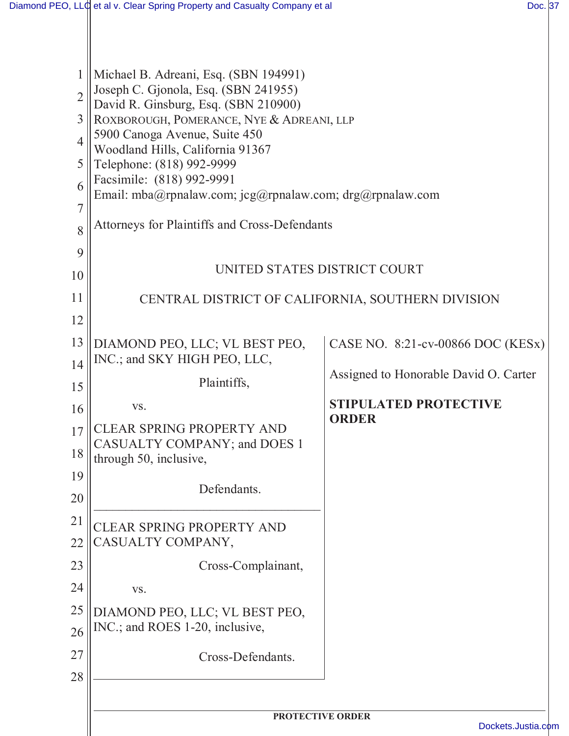Michael B. Adreani, Esq. (SBN 194991)
Joseph C. Gjonola, Esq. (SBN 241955)
David R. Ginsburg, Esq. (SBN 210900)
ROXBOROUGH, POMERANCE, NYE & ADREANI, LLP
5900 Canoga Avenue, Suite 450
Woodland Hills, California 91367
Telephone: (818) 992-9999
Facsimile: (818) 992-9991
Email: mba@rpnalaw.com; jcg@rpnalaw.com; drg@rpnalaw.com

Attorneys for Plaintiffs and Cross-Defendants

UNITED STATES DISTRICT COURT

CENTRAL DISTRICT OF CALIFORNIA, SOUTHERN DIVISION

DIAMOND PEO, LLC; VL BEST PEO, INC.; and SKY HIGH PEO, LLC,

Plaintiffs,

vs.

CLEAR SPRING PROPERTY AND CASUALTY COMPANY; and DOES 1 through 50, inclusive,

Defendants.

---

CLEAR SPRING PROPERTY AND CASUALTY COMPANY,

Cross-Complainant,

vs.

DIAMOND PEO, LLC; VL BEST PEO, INC.; and ROES 1-20, inclusive,

Cross-Defendants.

CASE NO. 8:21-cv-00866 DOC (KESx)

Assigned to Honorable David O. Carter

**STIPULATED PROTECTIVE ORDER**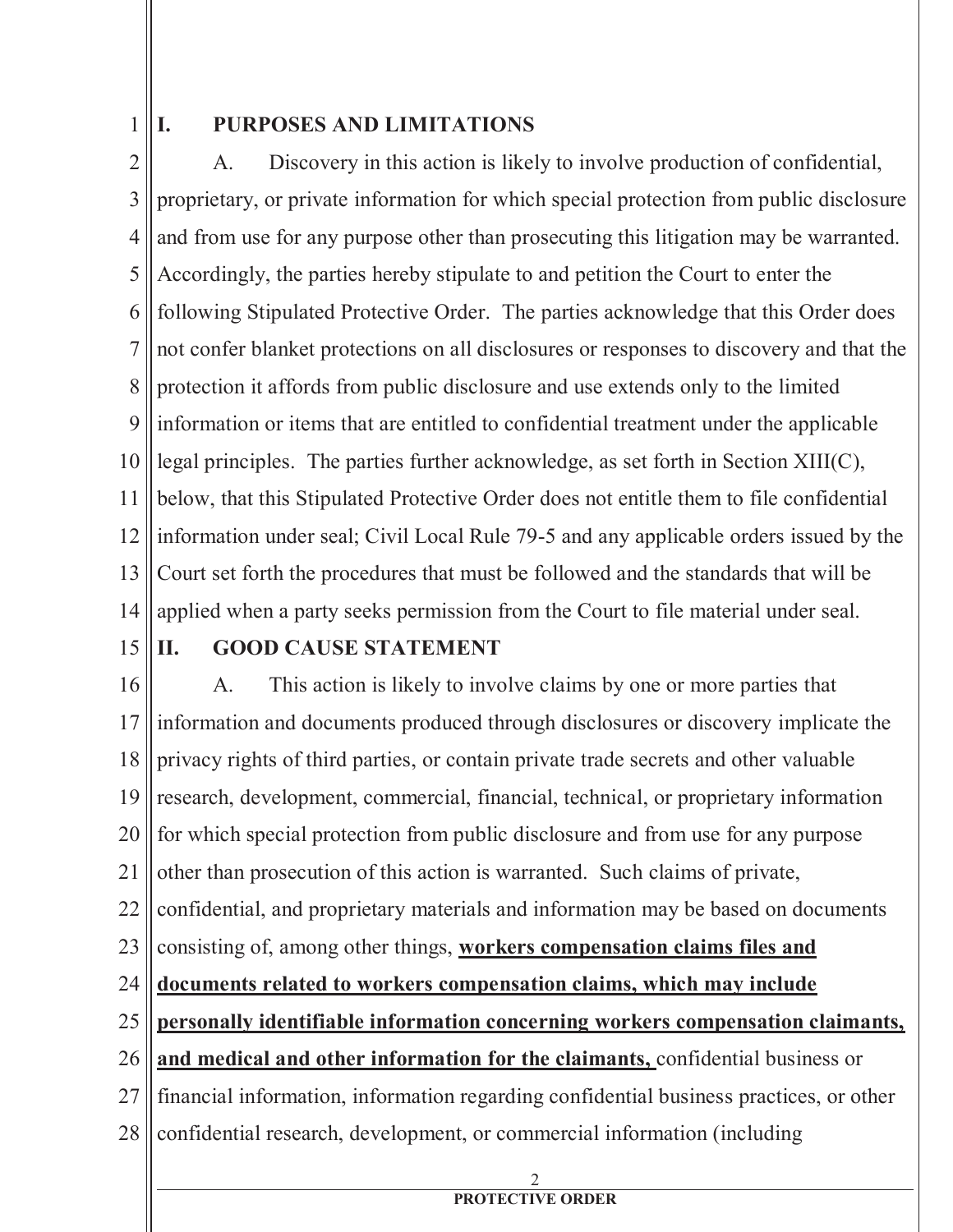## I. PURPOSES AND LIMITATIONS

A. Discovery in this action is likely to involve production of confidential, proprietary, or private information for which special protection from public disclosure and from use for any purpose other than prosecuting this litigation may be warranted. Accordingly, the parties hereby stipulate to and petition the Court to enter the following Stipulated Protective Order. The parties acknowledge that this Order does not confer blanket protections on all disclosures or responses to discovery and that the protection it affords from public disclosure and use extends only to the limited information or items that are entitled to confidential treatment under the applicable legal principles. The parties further acknowledge, as set forth in Section XIII(C), below, that this Stipulated Protective Order does not entitle them to file confidential information under seal; Civil Local Rule 79-5 and any applicable orders issued by the Court set forth the procedures that must be followed and the standards that will be applied when a party seeks permission from the Court to file material under seal.

## II. GOOD CAUSE STATEMENT

A. This action is likely to involve claims by one or more parties that information and documents produced through disclosures or discovery implicate the privacy rights of third parties, or contain private trade secrets and other valuable research, development, commercial, financial, technical, or proprietary information for which special protection from public disclosure and from use for any purpose other than prosecution of this action is warranted. Such claims of private, confidential, and proprietary materials and information may be based on documents consisting of, among other things, **workers compensation claims files and documents related to workers compensation claims, which may include personally identifiable information concerning workers compensation claimants, and medical and other information for the claimants,** confidential business or financial information, information regarding confidential business practices, or other confidential research, development, or commercial information (including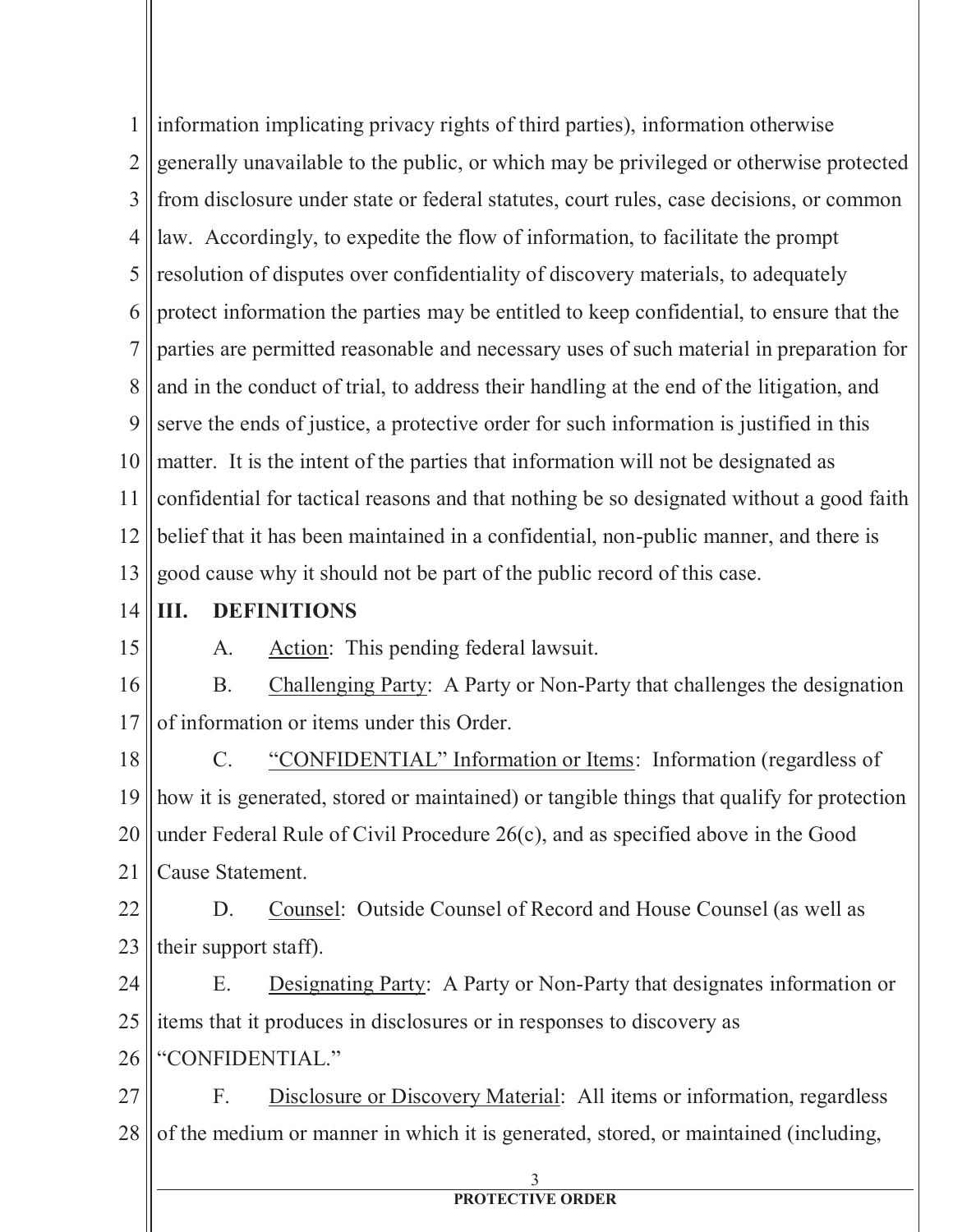information implicating privacy rights of third parties), information otherwise generally unavailable to the public, or which may be privileged or otherwise protected from disclosure under state or federal statutes, court rules, case decisions, or common law. Accordingly, to expedite the flow of information, to facilitate the prompt resolution of disputes over confidentiality of discovery materials, to adequately protect information the parties may be entitled to keep confidential, to ensure that the parties are permitted reasonable and necessary uses of such material in preparation for and in the conduct of trial, to address their handling at the end of the litigation, and serve the ends of justice, a protective order for such information is justified in this matter. It is the intent of the parties that information will not be designated as confidential for tactical reasons and that nothing be so designated without a good faith belief that it has been maintained in a confidential, non-public manner, and there is good cause why it should not be part of the public record of this case.

## III. DEFINITIONS

A. Action: This pending federal lawsuit.

B. Challenging Party: A Party or Non-Party that challenges the designation of information or items under this Order.

C. "CONFIDENTIAL" Information or Items: Information (regardless of how it is generated, stored or maintained) or tangible things that qualify for protection under Federal Rule of Civil Procedure 26(c), and as specified above in the Good Cause Statement.

D. Counsel: Outside Counsel of Record and House Counsel (as well as their support staff).

E. Designating Party: A Party or Non-Party that designates information or items that it produces in disclosures or in responses to discovery as "CONFIDENTIAL."

F. Disclosure or Discovery Material: All items or information, regardless of the medium or manner in which it is generated, stored, or maintained (including,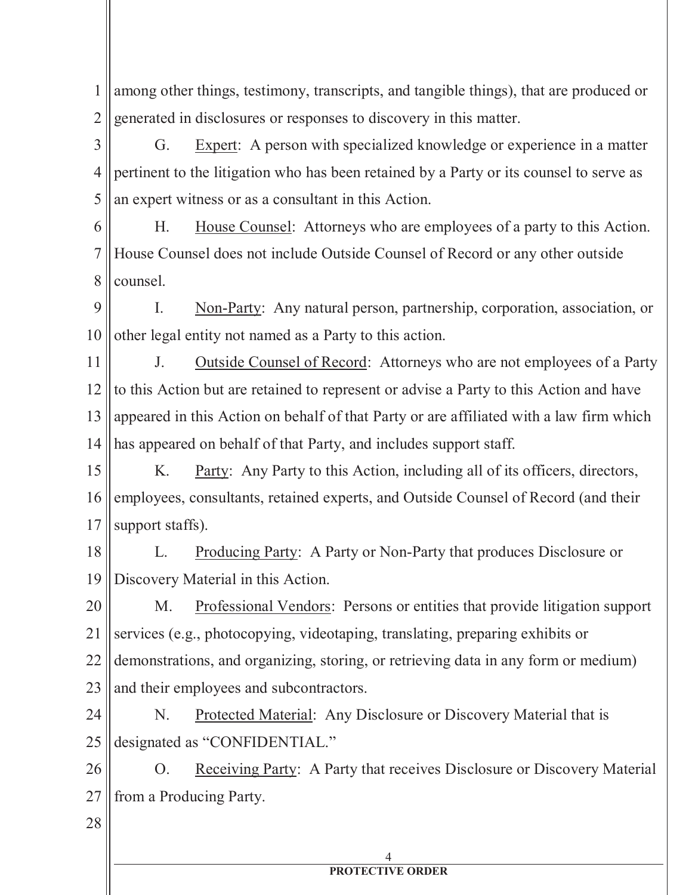among other things, testimony, transcripts, and tangible things), that are produced or generated in disclosures or responses to discovery in this matter.

G. Expert: A person with specialized knowledge or experience in a matter pertinent to the litigation who has been retained by a Party or its counsel to serve as an expert witness or as a consultant in this Action.

H. House Counsel: Attorneys who are employees of a party to this Action. House Counsel does not include Outside Counsel of Record or any other outside counsel.

I. Non-Party: Any natural person, partnership, corporation, association, or other legal entity not named as a Party to this action.

J. Outside Counsel of Record: Attorneys who are not employees of a Party to this Action but are retained to represent or advise a Party to this Action and have appeared in this Action on behalf of that Party or are affiliated with a law firm which has appeared on behalf of that Party, and includes support staff.

K. Party: Any Party to this Action, including all of its officers, directors, employees, consultants, retained experts, and Outside Counsel of Record (and their support staffs).

L. Producing Party: A Party or Non-Party that produces Disclosure or Discovery Material in this Action.

M. Professional Vendors: Persons or entities that provide litigation support services (e.g., photocopying, videotaping, translating, preparing exhibits or demonstrations, and organizing, storing, or retrieving data in any form or medium) and their employees and subcontractors.

N. Protected Material: Any Disclosure or Discovery Material that is designated as "CONFIDENTIAL."

O. Receiving Party: A Party that receives Disclosure or Discovery Material from a Producing Party.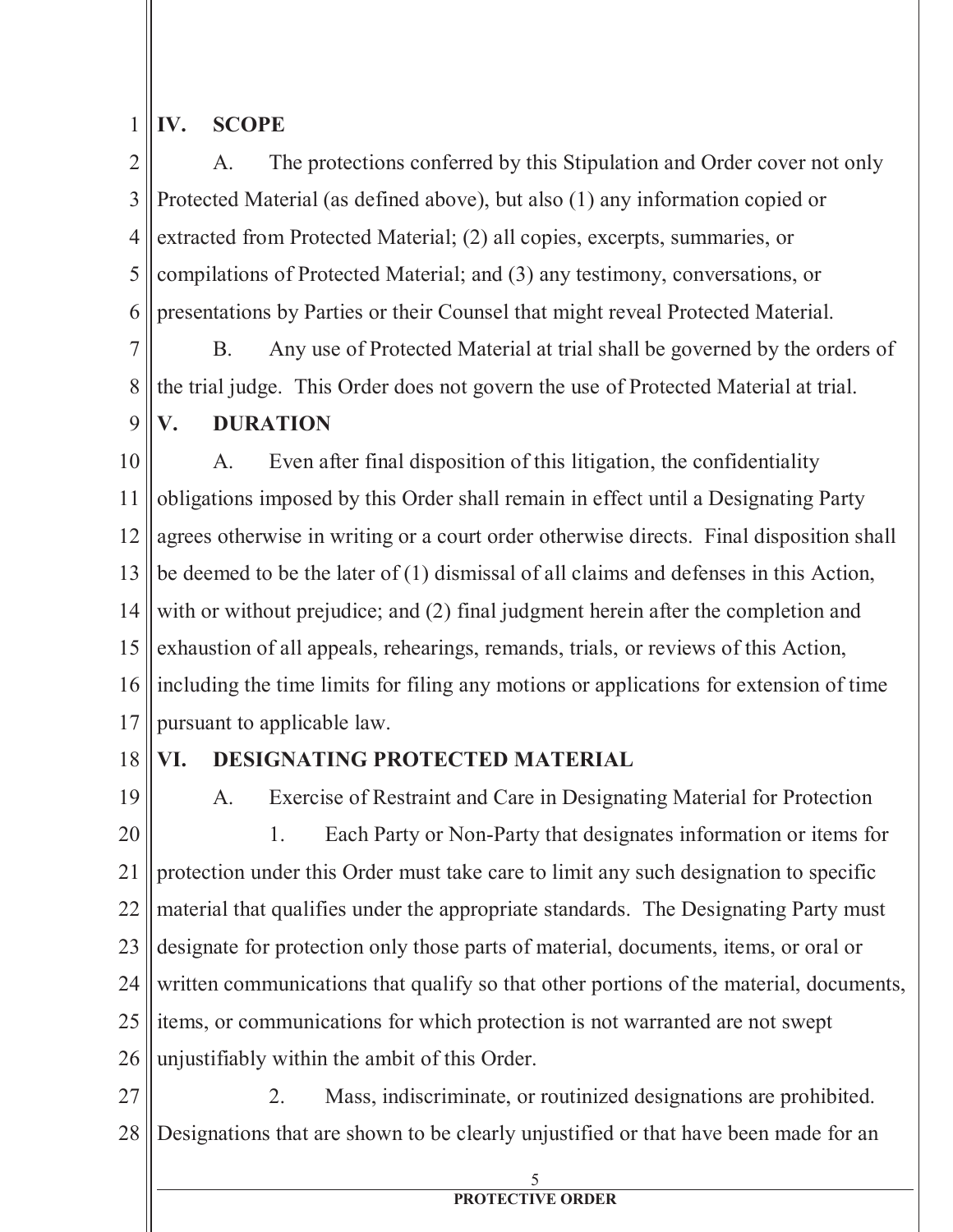## IV. SCOPE

A. The protections conferred by this Stipulation and Order cover not only Protected Material (as defined above), but also (1) any information copied or extracted from Protected Material; (2) all copies, excerpts, summaries, or compilations of Protected Material; and (3) any testimony, conversations, or presentations by Parties or their Counsel that might reveal Protected Material.

B. Any use of Protected Material at trial shall be governed by the orders of the trial judge. This Order does not govern the use of Protected Material at trial.

## V. DURATION

A. Even after final disposition of this litigation, the confidentiality obligations imposed by this Order shall remain in effect until a Designating Party agrees otherwise in writing or a court order otherwise directs. Final disposition shall be deemed to be the later of (1) dismissal of all claims and defenses in this Action, with or without prejudice; and (2) final judgment herein after the completion and exhaustion of all appeals, rehearings, remands, trials, or reviews of this Action, including the time limits for filing any motions or applications for extension of time pursuant to applicable law.

## VI. DESIGNATING PROTECTED MATERIAL

A. Exercise of Restraint and Care in Designating Material for Protection

1. Each Party or Non-Party that designates information or items for protection under this Order must take care to limit any such designation to specific material that qualifies under the appropriate standards. The Designating Party must designate for protection only those parts of material, documents, items, or oral or written communications that qualify so that other portions of the material, documents, items, or communications for which protection is not warranted are not swept unjustifiably within the ambit of this Order.

2. Mass, indiscriminate, or routinized designations are prohibited. Designations that are shown to be clearly unjustified or that have been made for an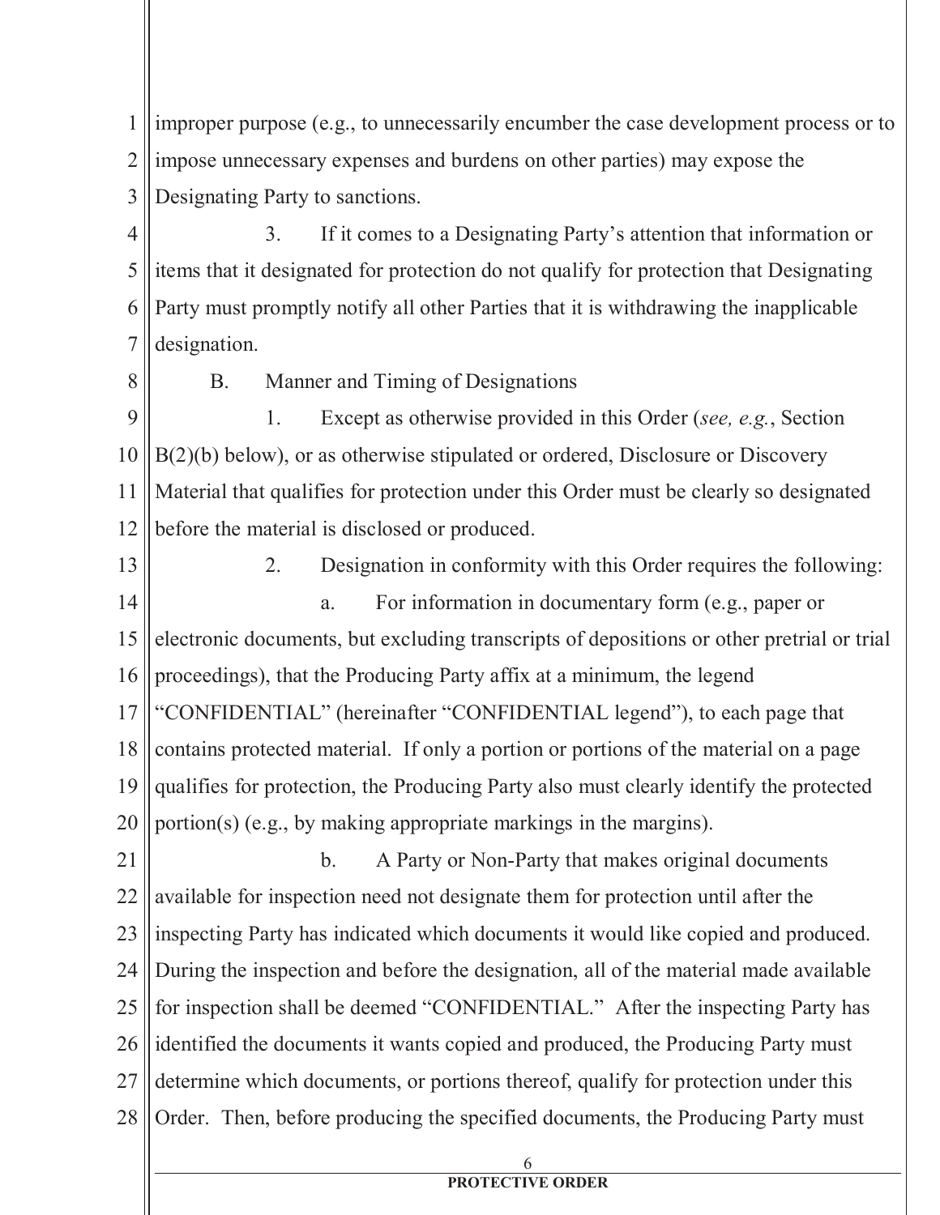improper purpose (e.g., to unnecessarily encumber the case development process or to impose unnecessary expenses and burdens on other parties) may expose the Designating Party to sanctions.

3. If it comes to a Designating Party's attention that information or items that it designated for protection do not qualify for protection that Designating Party must promptly notify all other Parties that it is withdrawing the inapplicable designation.

B. Manner and Timing of Designations

1. Except as otherwise provided in this Order (*see, e.g.*, Section B(2)(b) below), or as otherwise stipulated or ordered, Disclosure or Discovery Material that qualifies for protection under this Order must be clearly so designated before the material is disclosed or produced.

2. Designation in conformity with this Order requires the following:

a. For information in documentary form (e.g., paper or electronic documents, but excluding transcripts of depositions or other pretrial or trial proceedings), that the Producing Party affix at a minimum, the legend "CONFIDENTIAL" (hereinafter "CONFIDENTIAL legend"), to each page that contains protected material. If only a portion or portions of the material on a page qualifies for protection, the Producing Party also must clearly identify the protected portion(s) (e.g., by making appropriate markings in the margins).

b. A Party or Non-Party that makes original documents available for inspection need not designate them for protection until after the inspecting Party has indicated which documents it would like copied and produced. During the inspection and before the designation, all of the material made available for inspection shall be deemed "CONFIDENTIAL." After the inspecting Party has identified the documents it wants copied and produced, the Producing Party must determine which documents, or portions thereof, qualify for protection under this Order. Then, before producing the specified documents, the Producing Party must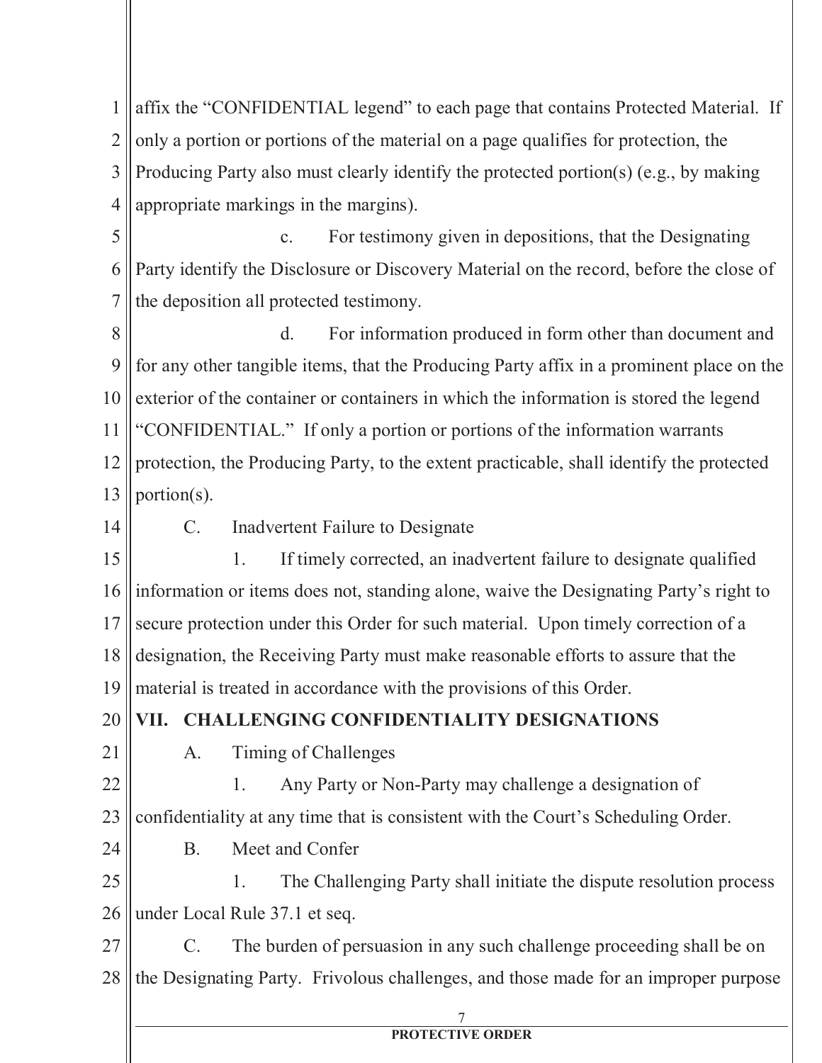affix the "CONFIDENTIAL legend" to each page that contains Protected Material. If only a portion or portions of the material on a page qualifies for protection, the Producing Party also must clearly identify the protected portion(s) (e.g., by making appropriate markings in the margins).

c. For testimony given in depositions, that the Designating Party identify the Disclosure or Discovery Material on the record, before the close of the deposition all protected testimony.

d. For information produced in form other than document and for any other tangible items, that the Producing Party affix in a prominent place on the exterior of the container or containers in which the information is stored the legend "CONFIDENTIAL." If only a portion or portions of the information warrants protection, the Producing Party, to the extent practicable, shall identify the protected portion(s).

C. Inadvertent Failure to Designate

1. If timely corrected, an inadvertent failure to designate qualified information or items does not, standing alone, waive the Designating Party's right to secure protection under this Order for such material. Upon timely correction of a designation, the Receiving Party must make reasonable efforts to assure that the material is treated in accordance with the provisions of this Order.

## VII. CHALLENGING CONFIDENTIALITY DESIGNATIONS

A. Timing of Challenges

1. Any Party or Non-Party may challenge a designation of confidentiality at any time that is consistent with the Court's Scheduling Order.

B. Meet and Confer

1. The Challenging Party shall initiate the dispute resolution process under Local Rule 37.1 et seq.

C. The burden of persuasion in any such challenge proceeding shall be on the Designating Party. Frivolous challenges, and those made for an improper purpose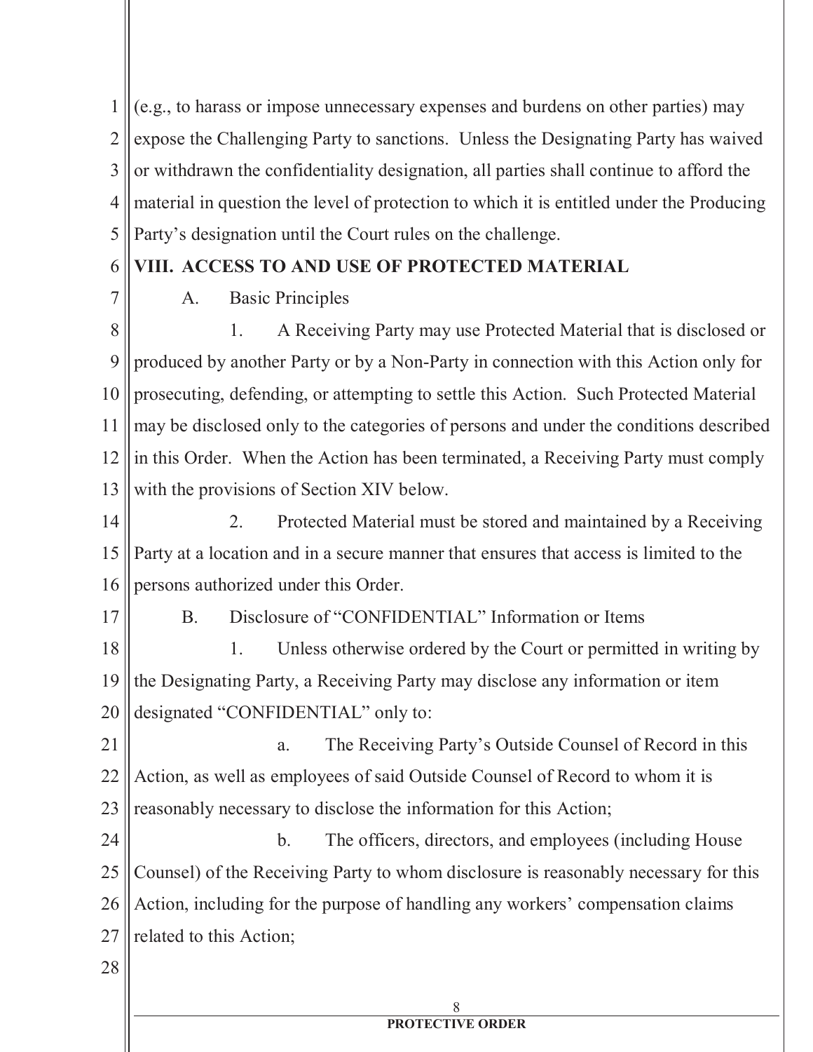(e.g., to harass or impose unnecessary expenses and burdens on other parties) may expose the Challenging Party to sanctions. Unless the Designating Party has waived or withdrawn the confidentiality designation, all parties shall continue to afford the material in question the level of protection to which it is entitled under the Producing Party's designation until the Court rules on the challenge.

## VIII. ACCESS TO AND USE OF PROTECTED MATERIAL

A. Basic Principles

1. A Receiving Party may use Protected Material that is disclosed or produced by another Party or by a Non-Party in connection with this Action only for prosecuting, defending, or attempting to settle this Action. Such Protected Material may be disclosed only to the categories of persons and under the conditions described in this Order. When the Action has been terminated, a Receiving Party must comply with the provisions of Section XIV below.

2. Protected Material must be stored and maintained by a Receiving Party at a location and in a secure manner that ensures that access is limited to the persons authorized under this Order.

B. Disclosure of "CONFIDENTIAL" Information or Items

1. Unless otherwise ordered by the Court or permitted in writing by the Designating Party, a Receiving Party may disclose any information or item designated "CONFIDENTIAL" only to:

a. The Receiving Party's Outside Counsel of Record in this Action, as well as employees of said Outside Counsel of Record to whom it is reasonably necessary to disclose the information for this Action;

b. The officers, directors, and employees (including House Counsel) of the Receiving Party to whom disclosure is reasonably necessary for this Action, including for the purpose of handling any workers' compensation claims related to this Action;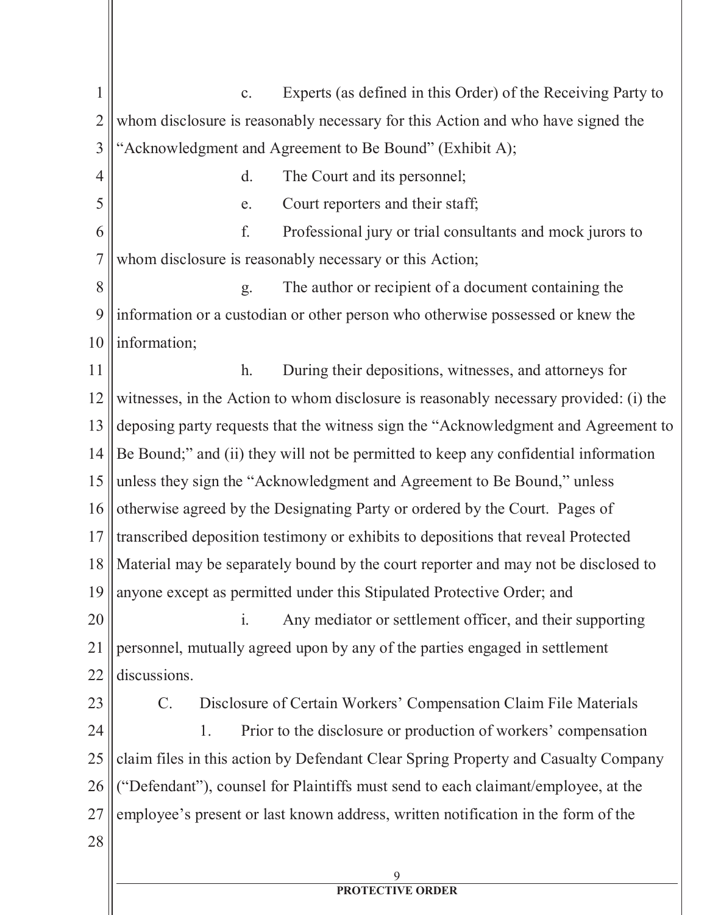c. Experts (as defined in this Order) of the Receiving Party to whom disclosure is reasonably necessary for this Action and who have signed the "Acknowledgment and Agreement to Be Bound" (Exhibit A);

d. The Court and its personnel;

e. Court reporters and their staff;

f. Professional jury or trial consultants and mock jurors to whom disclosure is reasonably necessary or this Action;

g. The author or recipient of a document containing the information or a custodian or other person who otherwise possessed or knew the information;

h. During their depositions, witnesses, and attorneys for witnesses, in the Action to whom disclosure is reasonably necessary provided: (i) the deposing party requests that the witness sign the "Acknowledgment and Agreement to Be Bound;" and (ii) they will not be permitted to keep any confidential information unless they sign the "Acknowledgment and Agreement to Be Bound," unless otherwise agreed by the Designating Party or ordered by the Court. Pages of transcribed deposition testimony or exhibits to depositions that reveal Protected Material may be separately bound by the court reporter and may not be disclosed to anyone except as permitted under this Stipulated Protective Order; and

i. Any mediator or settlement officer, and their supporting personnel, mutually agreed upon by any of the parties engaged in settlement discussions.

C. Disclosure of Certain Workers' Compensation Claim File Materials

1. Prior to the disclosure or production of workers' compensation claim files in this action by Defendant Clear Spring Property and Casualty Company ("Defendant"), counsel for Plaintiffs must send to each claimant/employee, at the employee's present or last known address, written notification in the form of the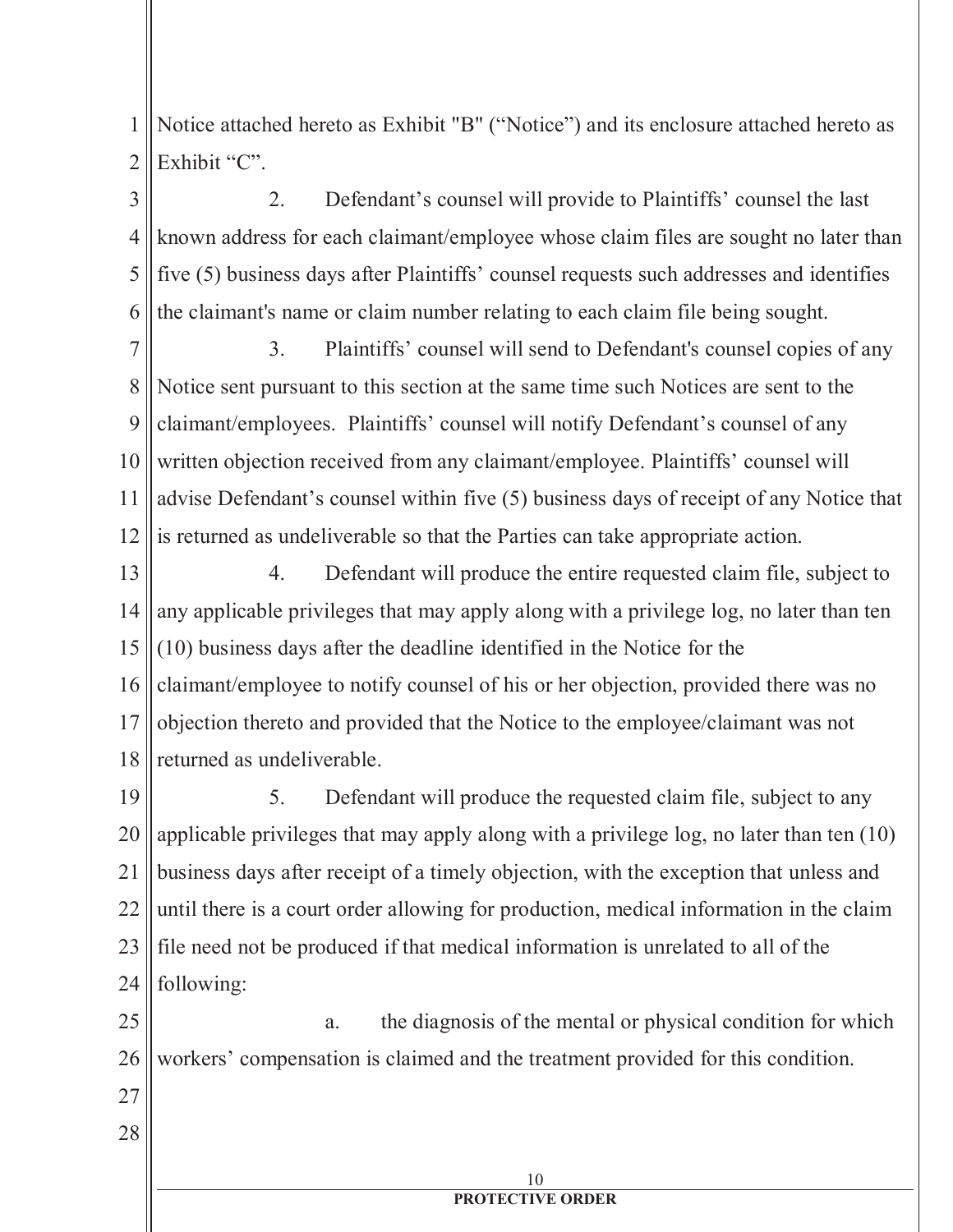Notice attached hereto as Exhibit "B" ("Notice") and its enclosure attached hereto as Exhibit "C".

2. Defendant's counsel will provide to Plaintiffs' counsel the last known address for each claimant/employee whose claim files are sought no later than five (5) business days after Plaintiffs' counsel requests such addresses and identifies the claimant's name or claim number relating to each claim file being sought.

3. Plaintiffs' counsel will send to Defendant's counsel copies of any Notice sent pursuant to this section at the same time such Notices are sent to the claimant/employees. Plaintiffs' counsel will notify Defendant's counsel of any written objection received from any claimant/employee. Plaintiffs' counsel will advise Defendant's counsel within five (5) business days of receipt of any Notice that is returned as undeliverable so that the Parties can take appropriate action.

4. Defendant will produce the entire requested claim file, subject to any applicable privileges that may apply along with a privilege log, no later than ten (10) business days after the deadline identified in the Notice for the claimant/employee to notify counsel of his or her objection, provided there was no objection thereto and provided that the Notice to the employee/claimant was not returned as undeliverable.

5. Defendant will produce the requested claim file, subject to any applicable privileges that may apply along with a privilege log, no later than ten (10) business days after receipt of a timely objection, with the exception that unless and until there is a court order allowing for production, medical information in the claim file need not be produced if that medical information is unrelated to all of the following:

a. the diagnosis of the mental or physical condition for which workers' compensation is claimed and the treatment provided for this condition.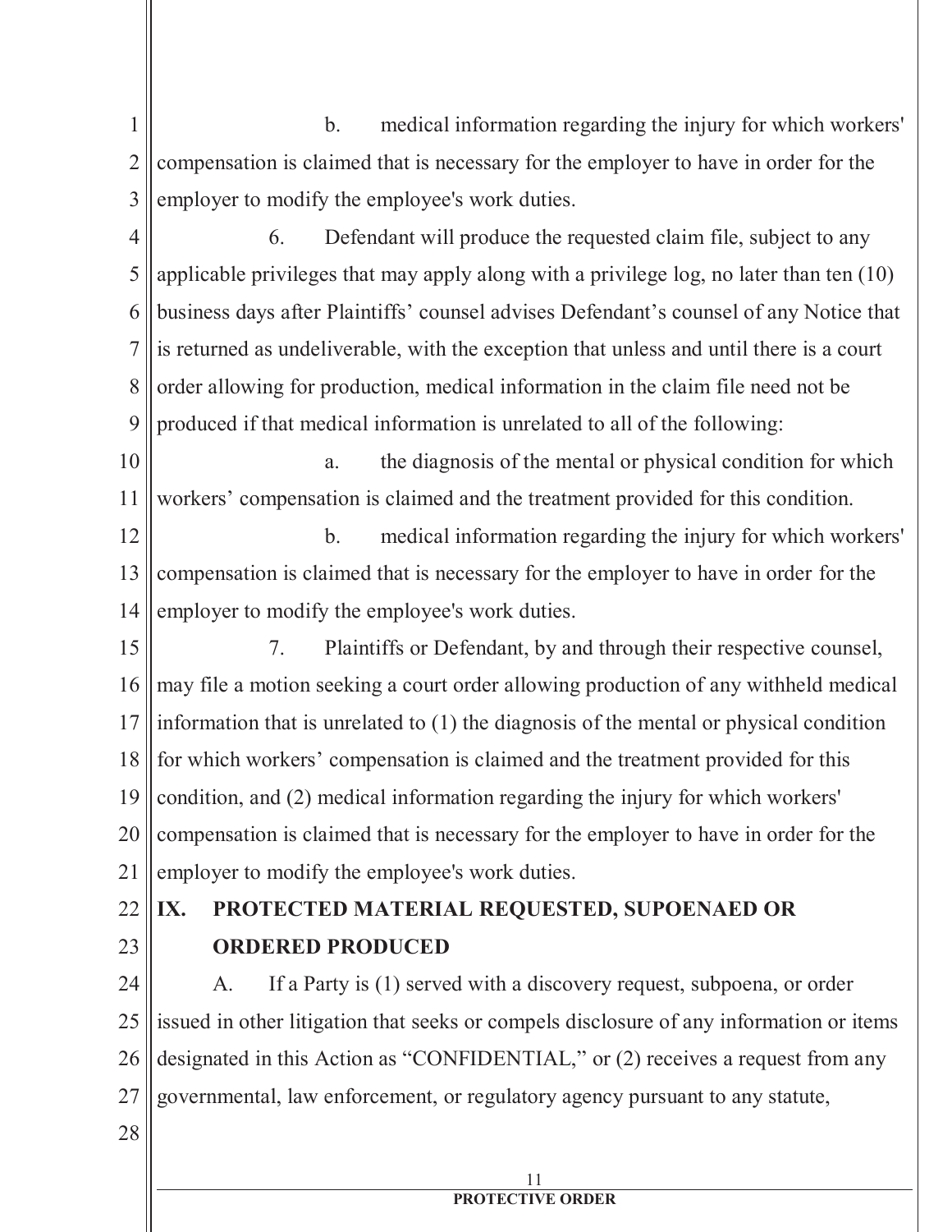b. medical information regarding the injury for which workers' compensation is claimed that is necessary for the employer to have in order for the employer to modify the employee's work duties.

6. Defendant will produce the requested claim file, subject to any applicable privileges that may apply along with a privilege log, no later than ten (10) business days after Plaintiffs' counsel advises Defendant's counsel of any Notice that is returned as undeliverable, with the exception that unless and until there is a court order allowing for production, medical information in the claim file need not be produced if that medical information is unrelated to all of the following:

a. the diagnosis of the mental or physical condition for which workers' compensation is claimed and the treatment provided for this condition.

b. medical information regarding the injury for which workers' compensation is claimed that is necessary for the employer to have in order for the employer to modify the employee's work duties.

7. Plaintiffs or Defendant, by and through their respective counsel, may file a motion seeking a court order allowing production of any withheld medical information that is unrelated to (1) the diagnosis of the mental or physical condition for which workers' compensation is claimed and the treatment provided for this condition, and (2) medical information regarding the injury for which workers' compensation is claimed that is necessary for the employer to have in order for the employer to modify the employee's work duties.

## IX. PROTECTED MATERIAL REQUESTED, SUPOENAED OR ORDERED PRODUCED

A. If a Party is (1) served with a discovery request, subpoena, or order issued in other litigation that seeks or compels disclosure of any information or items designated in this Action as "CONFIDENTIAL," or (2) receives a request from any governmental, law enforcement, or regulatory agency pursuant to any statute,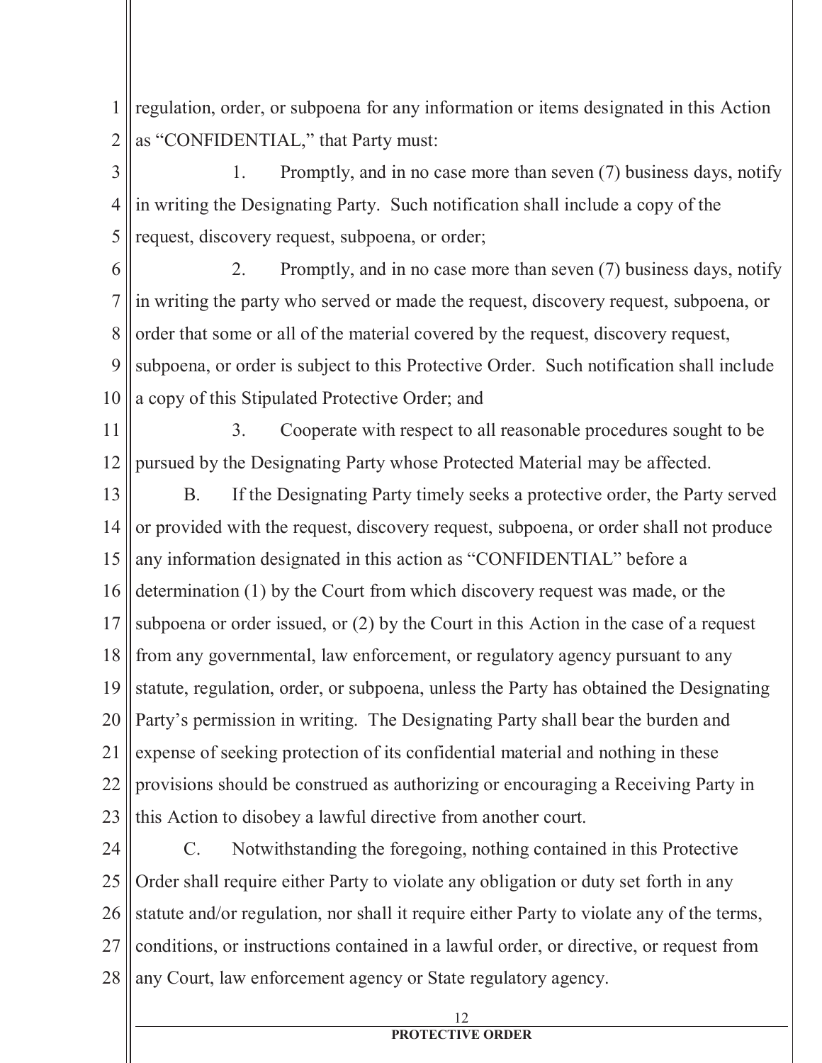regulation, order, or subpoena for any information or items designated in this Action as "CONFIDENTIAL," that Party must:

1. Promptly, and in no case more than seven (7) business days, notify in writing the Designating Party. Such notification shall include a copy of the request, discovery request, subpoena, or order;

2. Promptly, and in no case more than seven (7) business days, notify in writing the party who served or made the request, discovery request, subpoena, or order that some or all of the material covered by the request, discovery request, subpoena, or order is subject to this Protective Order. Such notification shall include a copy of this Stipulated Protective Order; and

3. Cooperate with respect to all reasonable procedures sought to be pursued by the Designating Party whose Protected Material may be affected.

B. If the Designating Party timely seeks a protective order, the Party served or provided with the request, discovery request, subpoena, or order shall not produce any information designated in this action as "CONFIDENTIAL" before a determination (1) by the Court from which discovery request was made, or the subpoena or order issued, or (2) by the Court in this Action in the case of a request from any governmental, law enforcement, or regulatory agency pursuant to any statute, regulation, order, or subpoena, unless the Party has obtained the Designating Party's permission in writing. The Designating Party shall bear the burden and expense of seeking protection of its confidential material and nothing in these provisions should be construed as authorizing or encouraging a Receiving Party in this Action to disobey a lawful directive from another court.

C. Notwithstanding the foregoing, nothing contained in this Protective Order shall require either Party to violate any obligation or duty set forth in any statute and/or regulation, nor shall it require either Party to violate any of the terms, conditions, or instructions contained in a lawful order, or directive, or request from any Court, law enforcement agency or State regulatory agency.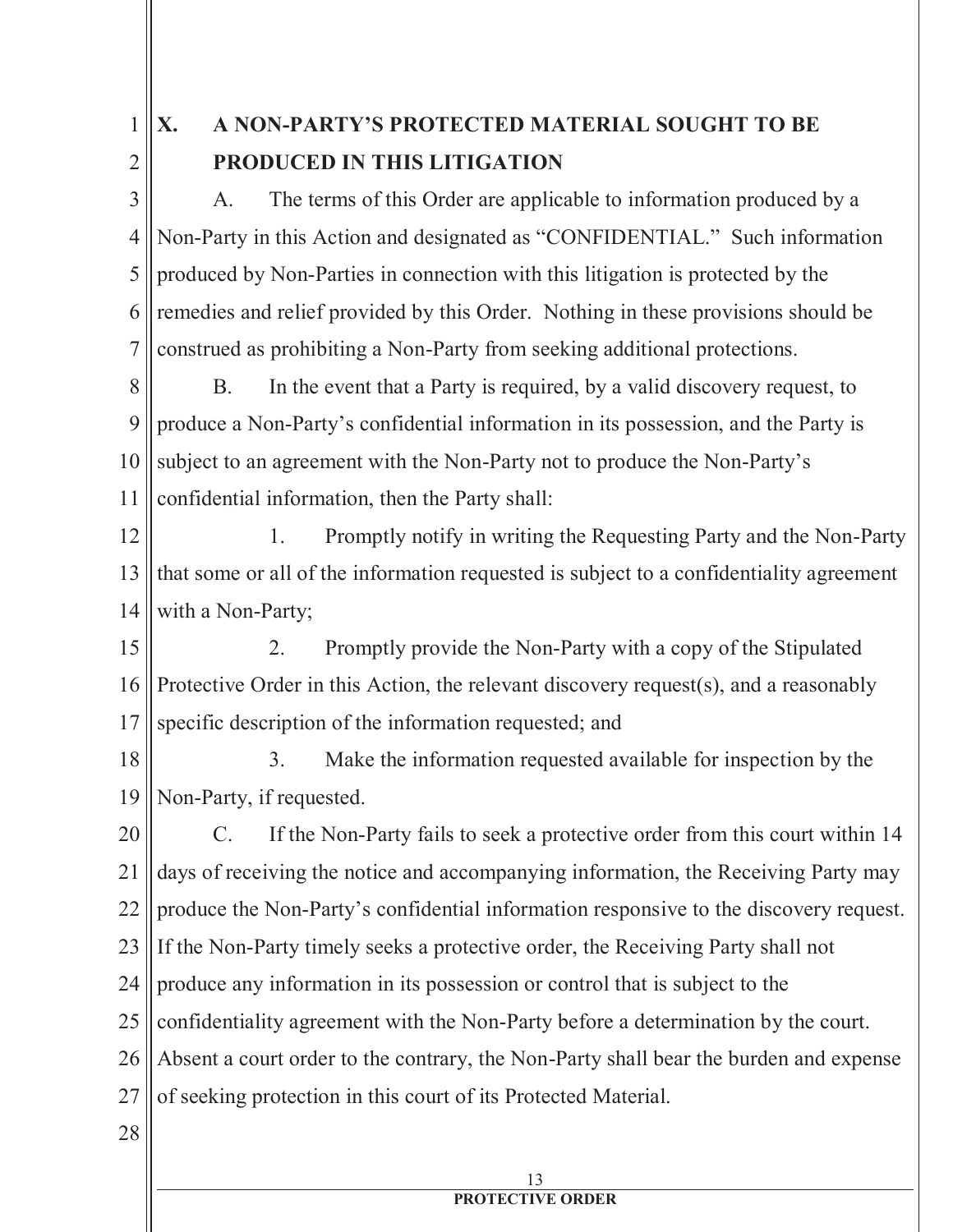## X. A NON-PARTY'S PROTECTED MATERIAL SOUGHT TO BE PRODUCED IN THIS LITIGATION

A. The terms of this Order are applicable to information produced by a Non-Party in this Action and designated as "CONFIDENTIAL." Such information produced by Non-Parties in connection with this litigation is protected by the remedies and relief provided by this Order. Nothing in these provisions should be construed as prohibiting a Non-Party from seeking additional protections.

B. In the event that a Party is required, by a valid discovery request, to produce a Non-Party's confidential information in its possession, and the Party is subject to an agreement with the Non-Party not to produce the Non-Party's confidential information, then the Party shall:

1. Promptly notify in writing the Requesting Party and the Non-Party that some or all of the information requested is subject to a confidentiality agreement with a Non-Party;

2. Promptly provide the Non-Party with a copy of the Stipulated Protective Order in this Action, the relevant discovery request(s), and a reasonably specific description of the information requested; and

3. Make the information requested available for inspection by the Non-Party, if requested.

C. If the Non-Party fails to seek a protective order from this court within 14 days of receiving the notice and accompanying information, the Receiving Party may produce the Non-Party's confidential information responsive to the discovery request. If the Non-Party timely seeks a protective order, the Receiving Party shall not produce any information in its possession or control that is subject to the confidentiality agreement with the Non-Party before a determination by the court. Absent a court order to the contrary, the Non-Party shall bear the burden and expense of seeking protection in this court of its Protected Material.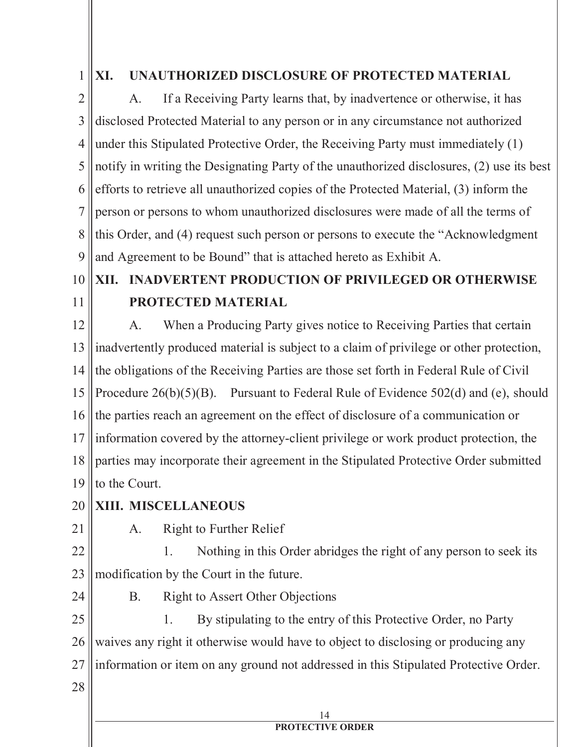## XI. UNAUTHORIZED DISCLOSURE OF PROTECTED MATERIAL

A. If a Receiving Party learns that, by inadvertence or otherwise, it has disclosed Protected Material to any person or in any circumstance not authorized under this Stipulated Protective Order, the Receiving Party must immediately (1) notify in writing the Designating Party of the unauthorized disclosures, (2) use its best efforts to retrieve all unauthorized copies of the Protected Material, (3) inform the person or persons to whom unauthorized disclosures were made of all the terms of this Order, and (4) request such person or persons to execute the "Acknowledgment and Agreement to be Bound" that is attached hereto as Exhibit A.

## XII. INADVERTENT PRODUCTION OF PRIVILEGED OR OTHERWISE PROTECTED MATERIAL

A. When a Producing Party gives notice to Receiving Parties that certain inadvertently produced material is subject to a claim of privilege or other protection, the obligations of the Receiving Parties are those set forth in Federal Rule of Civil Procedure 26(b)(5)(B). Pursuant to Federal Rule of Evidence 502(d) and (e), should the parties reach an agreement on the effect of disclosure of a communication or information covered by the attorney-client privilege or work product protection, the parties may incorporate their agreement in the Stipulated Protective Order submitted to the Court.

## XIII. MISCELLANEOUS

A. Right to Further Relief

1. Nothing in this Order abridges the right of any person to seek its modification by the Court in the future.

B. Right to Assert Other Objections

1. By stipulating to the entry of this Protective Order, no Party waives any right it otherwise would have to object to disclosing or producing any information or item on any ground not addressed in this Stipulated Protective Order.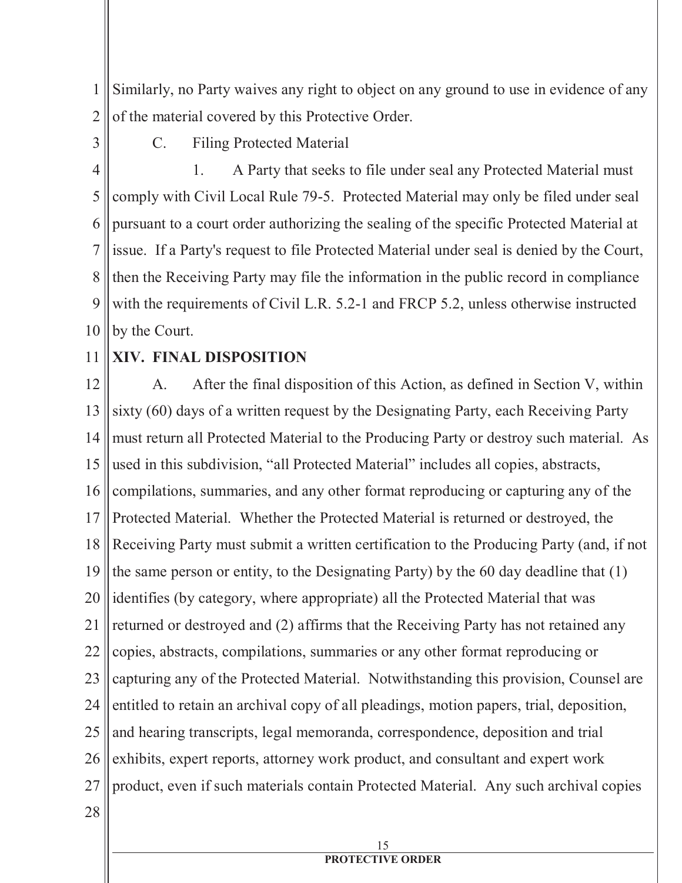Similarly, no Party waives any right to object on any ground to use in evidence of any of the material covered by this Protective Order.

C. Filing Protected Material

1. A Party that seeks to file under seal any Protected Material must comply with Civil Local Rule 79-5. Protected Material may only be filed under seal pursuant to a court order authorizing the sealing of the specific Protected Material at issue. If a Party's request to file Protected Material under seal is denied by the Court, then the Receiving Party may file the information in the public record in compliance with the requirements of Civil L.R. 5.2-1 and FRCP 5.2, unless otherwise instructed by the Court.

## XIV. FINAL DISPOSITION

A. After the final disposition of this Action, as defined in Section V, within sixty (60) days of a written request by the Designating Party, each Receiving Party must return all Protected Material to the Producing Party or destroy such material. As used in this subdivision, "all Protected Material" includes all copies, abstracts, compilations, summaries, and any other format reproducing or capturing any of the Protected Material. Whether the Protected Material is returned or destroyed, the Receiving Party must submit a written certification to the Producing Party (and, if not the same person or entity, to the Designating Party) by the 60 day deadline that (1) identifies (by category, where appropriate) all the Protected Material that was returned or destroyed and (2) affirms that the Receiving Party has not retained any copies, abstracts, compilations, summaries or any other format reproducing or capturing any of the Protected Material. Notwithstanding this provision, Counsel are entitled to retain an archival copy of all pleadings, motion papers, trial, deposition, and hearing transcripts, legal memoranda, correspondence, deposition and trial exhibits, expert reports, attorney work product, and consultant and expert work product, even if such materials contain Protected Material. Any such archival copies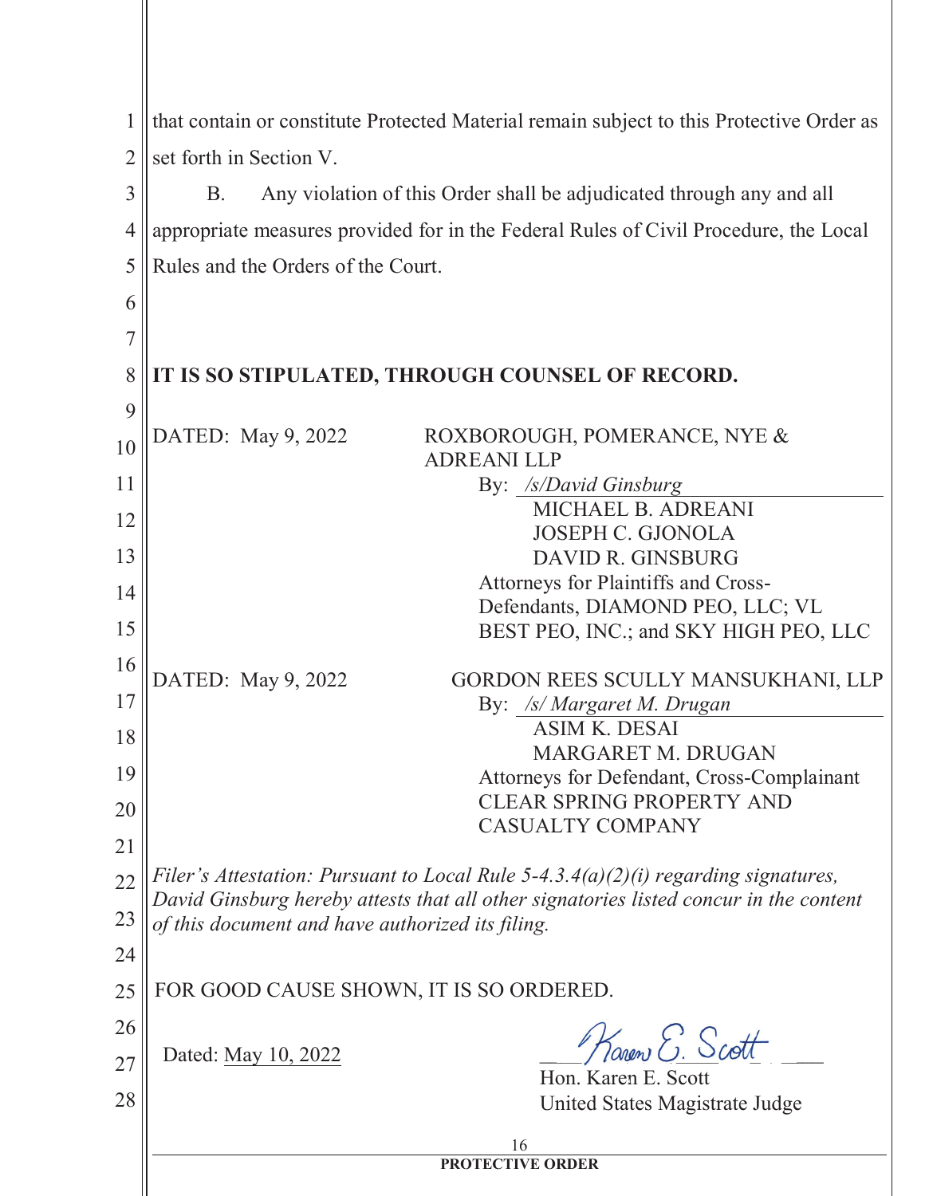that contain or constitute Protected Material remain subject to this Protective Order as set forth in Section V.

B. Any violation of this Order shall be adjudicated through any and all appropriate measures provided for in the Federal Rules of Civil Procedure, the Local Rules and the Orders of the Court.

**IT IS SO STIPULATED, THROUGH COUNSEL OF RECORD.**

DATED: May 9, 2022

ROXBOROUGH, POMERANCE, NYE & ADREANI LLP

By: */s/David Ginsburg*
MICHAEL B. ADREANI
JOSEPH C. GJONOLA
DAVID R. GINSBURG
Attorneys for Plaintiffs and Cross-Defendants, DIAMOND PEO, LLC; VL BEST PEO, INC.; and SKY HIGH PEO, LLC

DATED: May 9, 2022

GORDON REES SCULLY MANSUKHANI, LLP

By: */s/ Margaret M. Drugan*
ASIM K. DESAI
MARGARET M. DRUGAN
Attorneys for Defendant, Cross-Complainant CLEAR SPRING PROPERTY AND CASUALTY COMPANY

*Filer's Attestation: Pursuant to Local Rule 5-4.3.4(a)(2)(i) regarding signatures, David Ginsburg hereby attests that all other signatories listed concur in the content of this document and have authorized its filing.*

FOR GOOD CAUSE SHOWN, IT IS SO ORDERED.

Dated: May 10, 2022

Karen E. Scott
Hon. Karen E. Scott
United States Magistrate Judge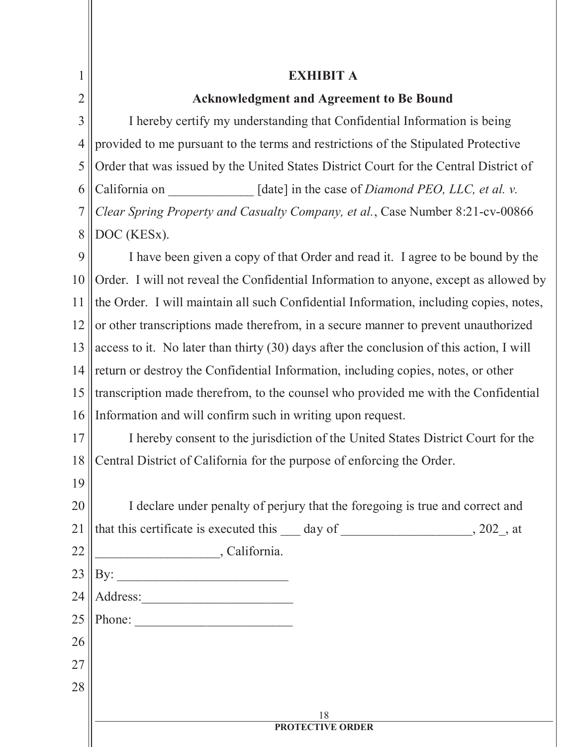# EXHIBIT A

## Acknowledgment and Agreement to Be Bound

I hereby certify my understanding that Confidential Information is being provided to me pursuant to the terms and restrictions of the Stipulated Protective Order that was issued by the United States District Court for the Central District of California on _____________ [date] in the case of *Diamond PEO, LLC, et al. v. Clear Spring Property and Casualty Company, et al.*, Case Number 8:21-cv-00866 DOC (KESx).

I have been given a copy of that Order and read it. I agree to be bound by the Order. I will not reveal the Confidential Information to anyone, except as allowed by the Order. I will maintain all such Confidential Information, including copies, notes, or other transcriptions made therefrom, in a secure manner to prevent unauthorized access to it. No later than thirty (30) days after the conclusion of this action, I will return or destroy the Confidential Information, including copies, notes, or other transcription made therefrom, to the counsel who provided me with the Confidential Information and will confirm such in writing upon request.

I hereby consent to the jurisdiction of the United States District Court for the Central District of California for the purpose of enforcing the Order.

I declare under penalty of perjury that the foregoing is true and correct and that this certificate is executed this ___ day of ____________________, 202_, at ___________________, California.

By: __________________________

Address:_______________________

Phone: ________________________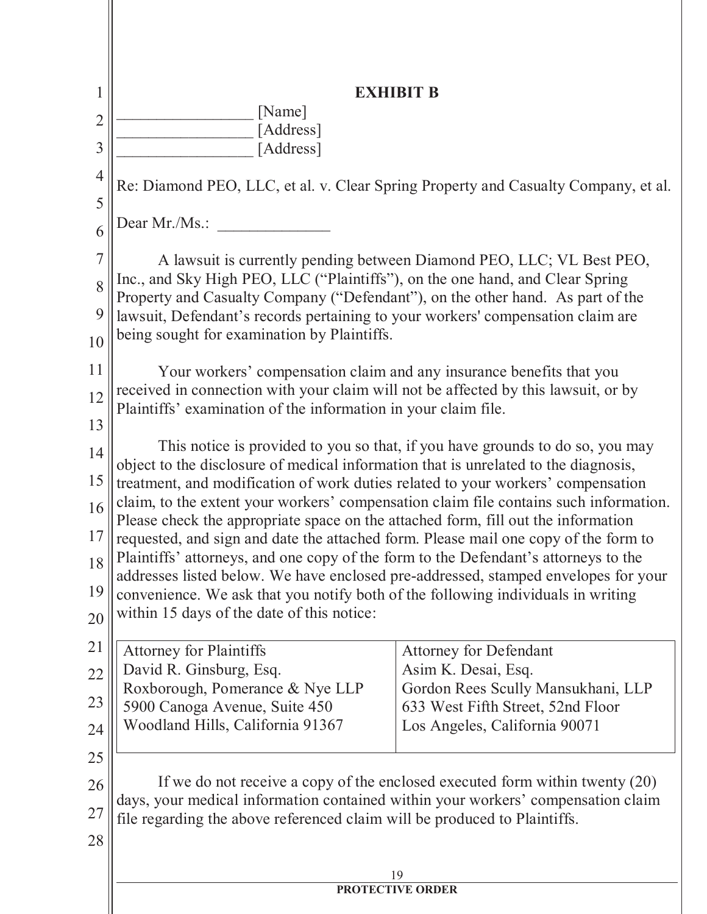**EXHIBIT B**

_________________ [Name]
_________________ [Address]
_________________ [Address]

Re: Diamond PEO, LLC, et al. v. Clear Spring Property and Casualty Company, et al.

Dear Mr./Ms.: ______________

A lawsuit is currently pending between Diamond PEO, LLC; VL Best PEO, Inc., and Sky High PEO, LLC ("Plaintiffs"), on the one hand, and Clear Spring Property and Casualty Company ("Defendant"), on the other hand. As part of the lawsuit, Defendant's records pertaining to your workers' compensation claim are being sought for examination by Plaintiffs.

Your workers' compensation claim and any insurance benefits that you received in connection with your claim will not be affected by this lawsuit, or by Plaintiffs' examination of the information in your claim file.

This notice is provided to you so that, if you have grounds to do so, you may object to the disclosure of medical information that is unrelated to the diagnosis, treatment, and modification of work duties related to your workers' compensation claim, to the extent your workers' compensation claim file contains such information. Please check the appropriate space on the attached form, fill out the information requested, and sign and date the attached form. Please mail one copy of the form to Plaintiffs' attorneys, and one copy of the form to the Defendant's attorneys to the addresses listed below. We have enclosed pre-addressed, stamped envelopes for your convenience. We ask that you notify both of the following individuals in writing within 15 days of the date of this notice:

| Attorney for Plaintiffs | Attorney for Defendant |
|---|---|
| David R. Ginsburg, Esq.<br>Roxborough, Pomerance & Nye LLP<br>5900 Canoga Avenue, Suite 450<br>Woodland Hills, California 91367 | Asim K. Desai, Esq.<br>Gordon Rees Scully Mansukhani, LLP<br>633 West Fifth Street, 52nd Floor<br>Los Angeles, California 90071 |

If we do not receive a copy of the enclosed executed form within twenty (20) days, your medical information contained within your workers' compensation claim file regarding the above referenced claim will be produced to Plaintiffs.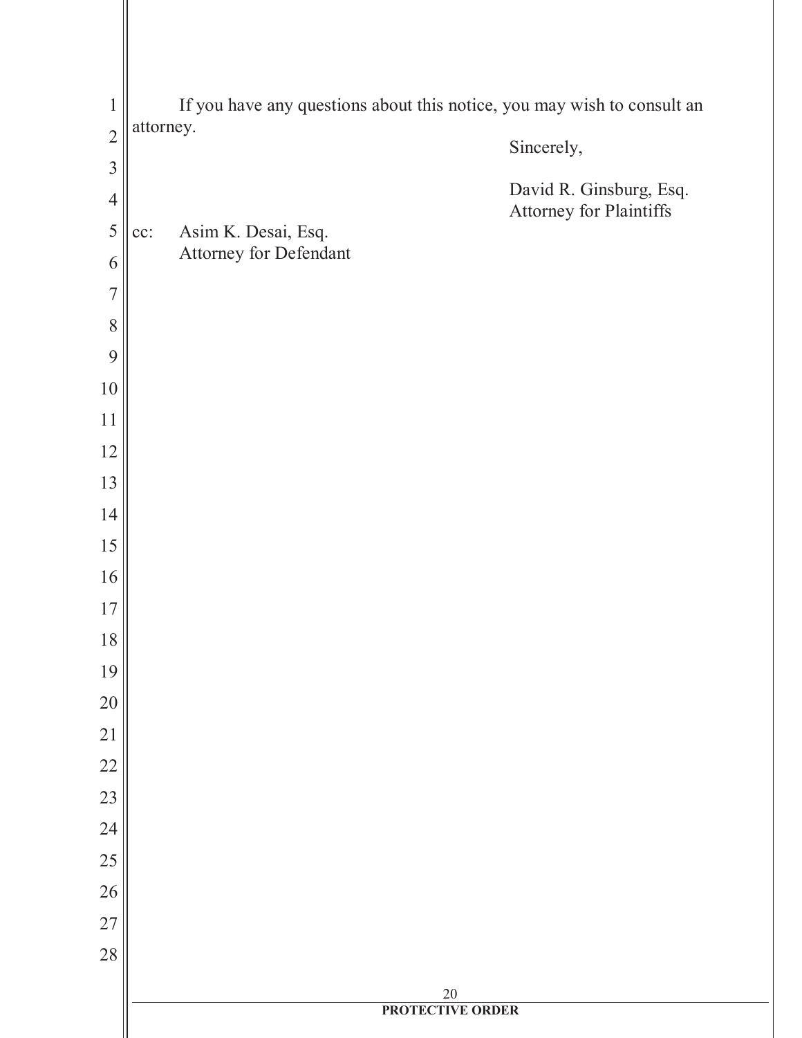If you have any questions about this notice, you may wish to consult an attorney.

Sincerely,

David R. Ginsburg, Esq.
Attorney for Plaintiffs

cc: Asim K. Desai, Esq.
Attorney for Defendant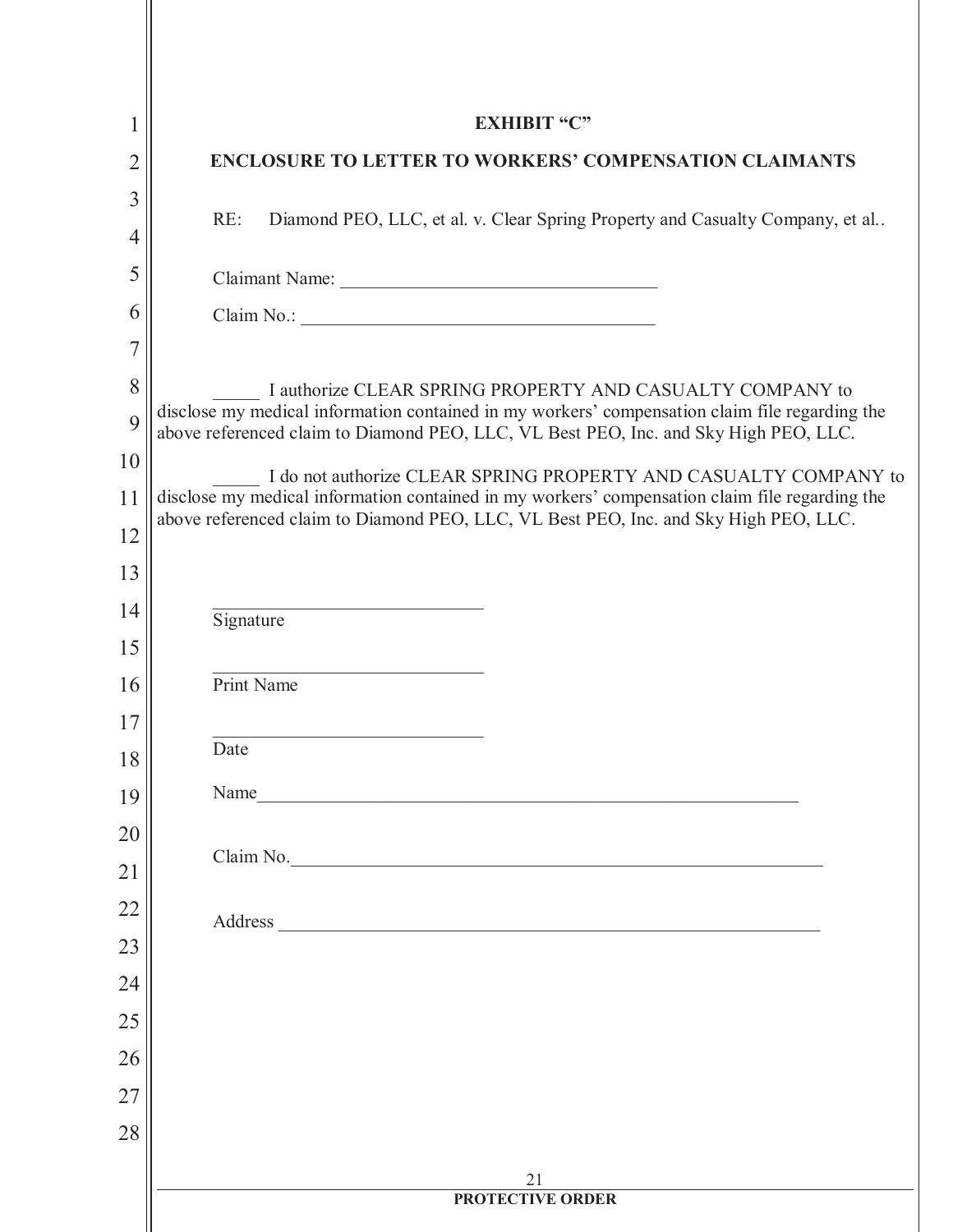**EXHIBIT "C"**

**ENCLOSURE TO LETTER TO WORKERS' COMPENSATION CLAIMANTS**

RE: Diamond PEO, LLC, et al. v. Clear Spring Property and Casualty Company, et al..

Claimant Name: ___________________________________

Claim No.: _______________________________________

_____ I authorize CLEAR SPRING PROPERTY AND CASUALTY COMPANY to disclose my medical information contained in my workers' compensation claim file regarding the above referenced claim to Diamond PEO, LLC, VL Best PEO, Inc. and Sky High PEO, LLC.

_____ I do not authorize CLEAR SPRING PROPERTY AND CASUALTY COMPANY to disclose my medical information contained in my workers' compensation claim file regarding the above referenced claim to Diamond PEO, LLC, VL Best PEO, Inc. and Sky High PEO, LLC.

_____________________________
Signature

_____________________________
Print Name

_____________________________
Date

Name_____________________________________________________________

Claim No._________________________________________________________

Address ___________________________________________________________